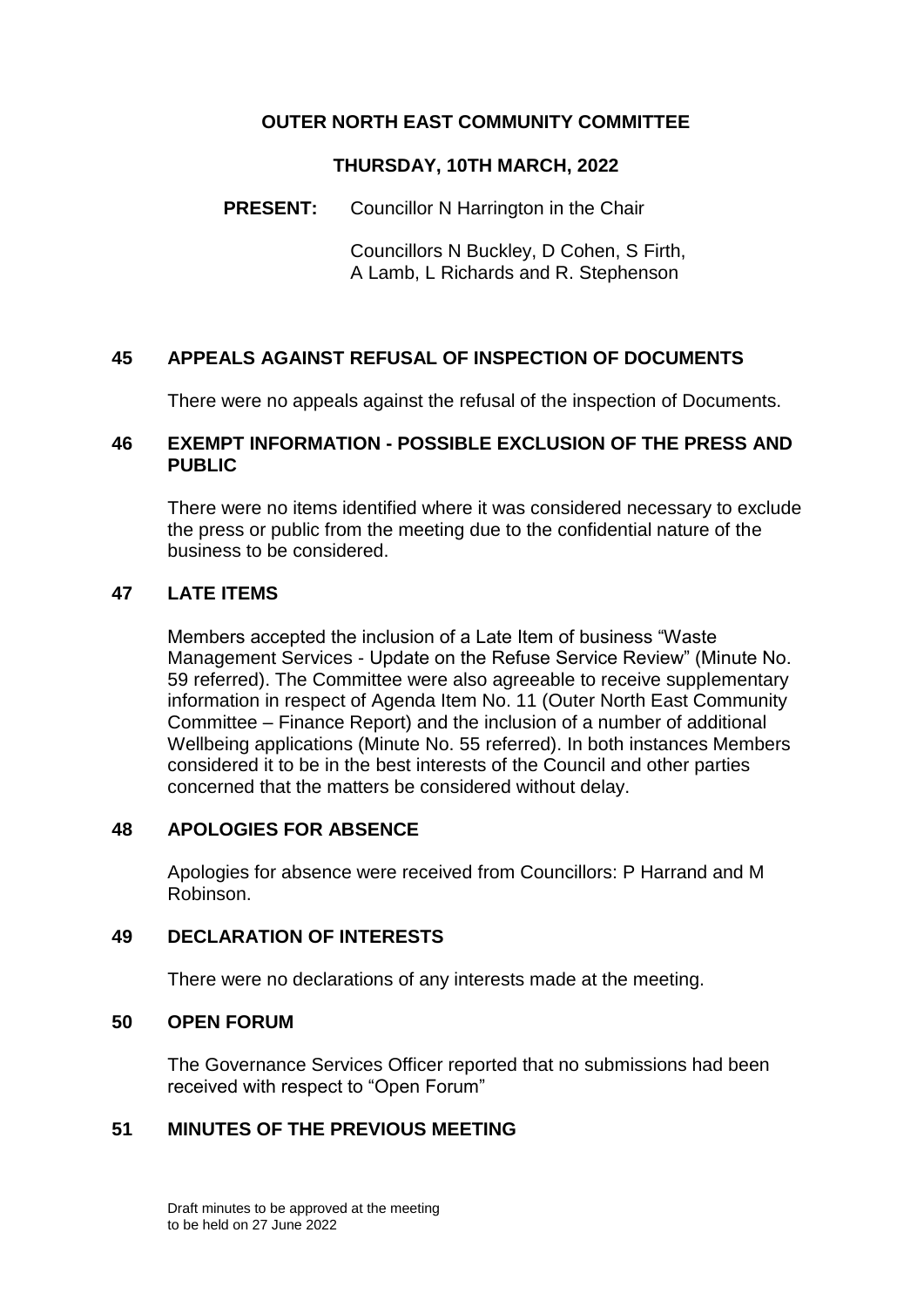# OUTER NORTH EAST COMMUNITY COMMITTEE

## THURSDAY, 10TH MARCH, 2022

**PRESENT:** Councillor N Harrington in the Chair

Councillors N Buckley, D Cohen, S Firth, A Lamb, L Richards and R. Stephenson

## 45 APPEALS AGAINST REFUSAL OF INSPECTION OF DOCUMENTS

There were no appeals against the refusal of the inspection of Documents.

## 46 EXEMPT INFORMATION - POSSIBLE EXCLUSION OF THE PRESS AND PUBLIC

There were no items identified where it was considered necessary to exclude the press or public from the meeting due to the confidential nature of the business to be considered.

## 47 LATE ITEMS

Members accepted the inclusion of a Late Item of business "Waste Management Services - Update on the Refuse Service Review" (Minute No. 59 referred). The Committee were also agreeable to receive supplementary information in respect of Agenda Item No. 11 (Outer North East Community Committee – Finance Report) and the inclusion of a number of additional Wellbeing applications (Minute No. 55 referred). In both instances Members considered it to be in the best interests of the Council and other parties concerned that the matters be considered without delay.

## 48 APOLOGIES FOR ABSENCE

Apologies for absence were received from Councillors: P Harrand and M Robinson.

## 49 DECLARATION OF INTERESTS

There were no declarations of any interests made at the meeting.

## 50 OPEN FORUM

The Governance Services Officer reported that no submissions had been received with respect to "Open Forum"

## 51 MINUTES OF THE PREVIOUS MEETING

Draft minutes to be approved at the meeting to be held on 27 June 2022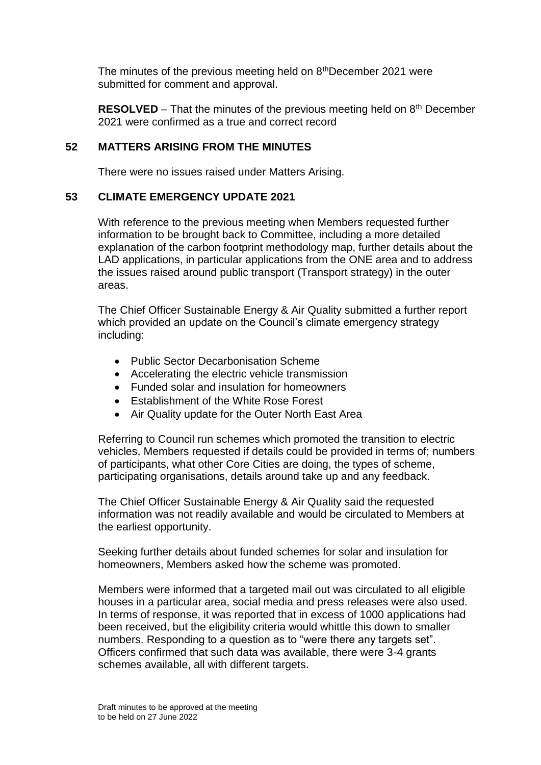The minutes of the previous meeting held on 8thDecember 2021 were submitted for comment and approval.

**RESOLVED** – That the minutes of the previous meeting held on 8th December 2021 were confirmed as a true and correct record

## 52 MATTERS ARISING FROM THE MINUTES

There were no issues raised under Matters Arising.

## 53 CLIMATE EMERGENCY UPDATE 2021

With reference to the previous meeting when Members requested further information to be brought back to Committee, including a more detailed explanation of the carbon footprint methodology map, further details about the LAD applications, in particular applications from the ONE area and to address the issues raised around public transport (Transport strategy) in the outer areas.

The Chief Officer Sustainable Energy & Air Quality submitted a further report which provided an update on the Council's climate emergency strategy including:

- Public Sector Decarbonisation Scheme
- Accelerating the electric vehicle transmission
- Funded solar and insulation for homeowners
- Establishment of the White Rose Forest
- Air Quality update for the Outer North East Area

Referring to Council run schemes which promoted the transition to electric vehicles, Members requested if details could be provided in terms of; numbers of participants, what other Core Cities are doing, the types of scheme, participating organisations, details around take up and any feedback.

The Chief Officer Sustainable Energy & Air Quality said the requested information was not readily available and would be circulated to Members at the earliest opportunity.

Seeking further details about funded schemes for solar and insulation for homeowners, Members asked how the scheme was promoted.

Members were informed that a targeted mail out was circulated to all eligible houses in a particular area, social media and press releases were also used. In terms of response, it was reported that in excess of 1000 applications had been received, but the eligibility criteria would whittle this down to smaller numbers. Responding to a question as to "were there any targets set". Officers confirmed that such data was available, there were 3-4 grants schemes available, all with different targets.

Draft minutes to be approved at the meeting to be held on 27 June 2022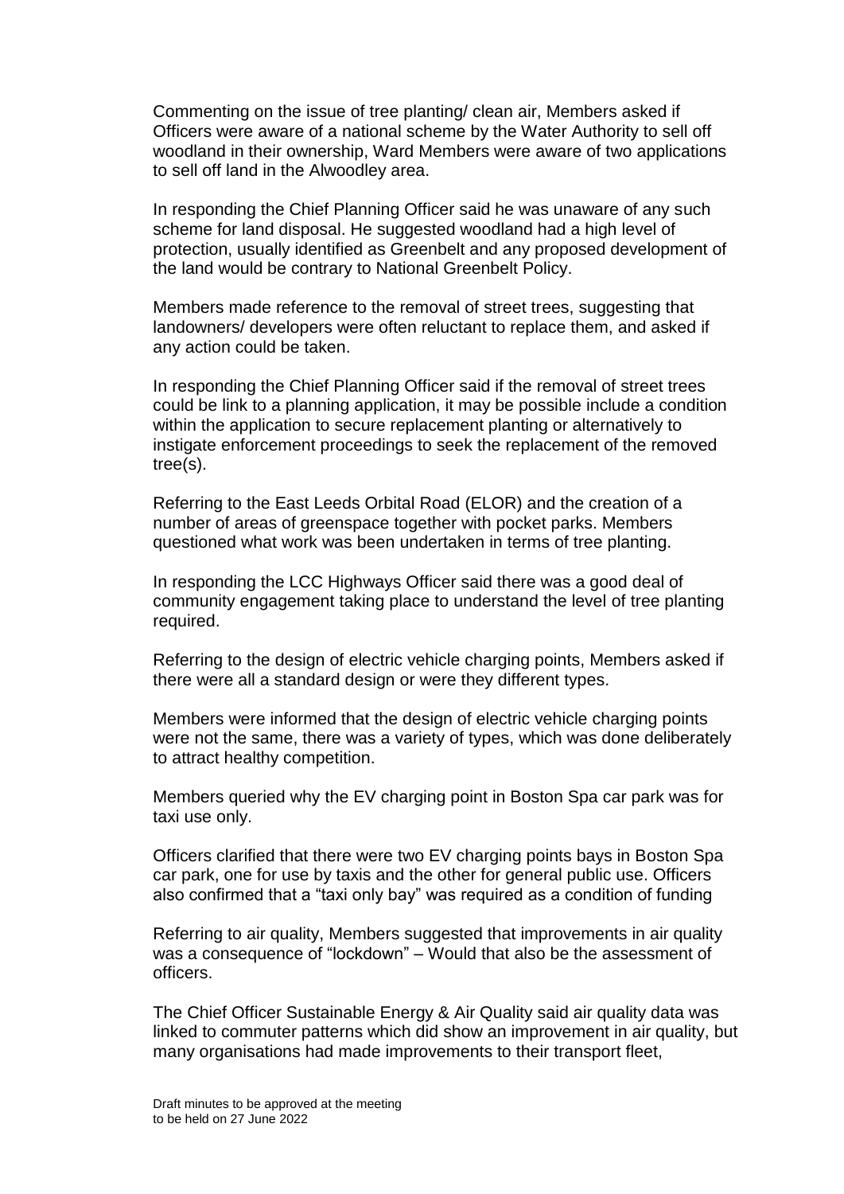Commenting on the issue of tree planting/ clean air, Members asked if Officers were aware of a national scheme by the Water Authority to sell off woodland in their ownership, Ward Members were aware of two applications to sell off land in the Alwoodley area.

In responding the Chief Planning Officer said he was unaware of any such scheme for land disposal. He suggested woodland had a high level of protection, usually identified as Greenbelt and any proposed development of the land would be contrary to National Greenbelt Policy.

Members made reference to the removal of street trees, suggesting that landowners/ developers were often reluctant to replace them, and asked if any action could be taken.

In responding the Chief Planning Officer said if the removal of street trees could be link to a planning application, it may be possible include a condition within the application to secure replacement planting or alternatively to instigate enforcement proceedings to seek the replacement of the removed tree(s).

Referring to the East Leeds Orbital Road (ELOR) and the creation of a number of areas of greenspace together with pocket parks. Members questioned what work was been undertaken in terms of tree planting.

In responding the LCC Highways Officer said there was a good deal of community engagement taking place to understand the level of tree planting required.

Referring to the design of electric vehicle charging points, Members asked if there were all a standard design or were they different types.

Members were informed that the design of electric vehicle charging points were not the same, there was a variety of types, which was done deliberately to attract healthy competition.

Members queried why the EV charging point in Boston Spa car park was for taxi use only.

Officers clarified that there were two EV charging points bays in Boston Spa car park, one for use by taxis and the other for general public use. Officers also confirmed that a "taxi only bay" was required as a condition of funding

Referring to air quality, Members suggested that improvements in air quality was a consequence of "lockdown" – Would that also be the assessment of officers.

The Chief Officer Sustainable Energy & Air Quality said air quality data was linked to commuter patterns which did show an improvement in air quality, but many organisations had made improvements to their transport fleet,

Draft minutes to be approved at the meeting to be held on 27 June 2022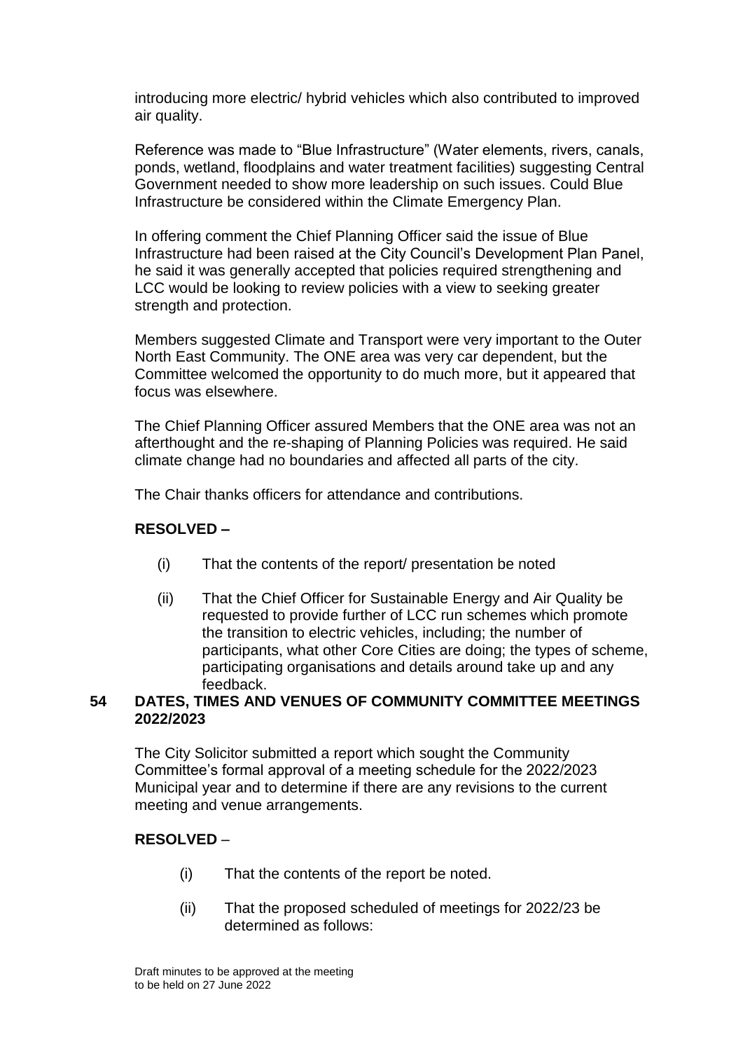introducing more electric/ hybrid vehicles which also contributed to improved air quality.

Reference was made to "Blue Infrastructure" (Water elements, rivers, canals, ponds, wetland, floodplains and water treatment facilities) suggesting Central Government needed to show more leadership on such issues. Could Blue Infrastructure be considered within the Climate Emergency Plan.

In offering comment the Chief Planning Officer said the issue of Blue Infrastructure had been raised at the City Council's Development Plan Panel, he said it was generally accepted that policies required strengthening and LCC would be looking to review policies with a view to seeking greater strength and protection.

Members suggested Climate and Transport were very important to the Outer North East Community. The ONE area was very car dependent, but the Committee welcomed the opportunity to do much more, but it appeared that focus was elsewhere.

The Chief Planning Officer assured Members that the ONE area was not an afterthought and the re-shaping of Planning Policies was required. He said climate change had no boundaries and affected all parts of the city.

The Chair thanks officers for attendance and contributions.

**RESOLVED –**

(i) That the contents of the report/ presentation be noted

(ii) That the Chief Officer for Sustainable Energy and Air Quality be requested to provide further of LCC run schemes which promote the transition to electric vehicles, including; the number of participants, what other Core Cities are doing; the types of scheme, participating organisations and details around take up and any feedback.

## 54 DATES, TIMES AND VENUES OF COMMUNITY COMMITTEE MEETINGS 2022/2023

The City Solicitor submitted a report which sought the Community Committee's formal approval of a meeting schedule for the 2022/2023 Municipal year and to determine if there are any revisions to the current meeting and venue arrangements.

**RESOLVED** –

(i) That the contents of the report be noted.

(ii) That the proposed scheduled of meetings for 2022/23 be determined as follows:

Draft minutes to be approved at the meeting to be held on 27 June 2022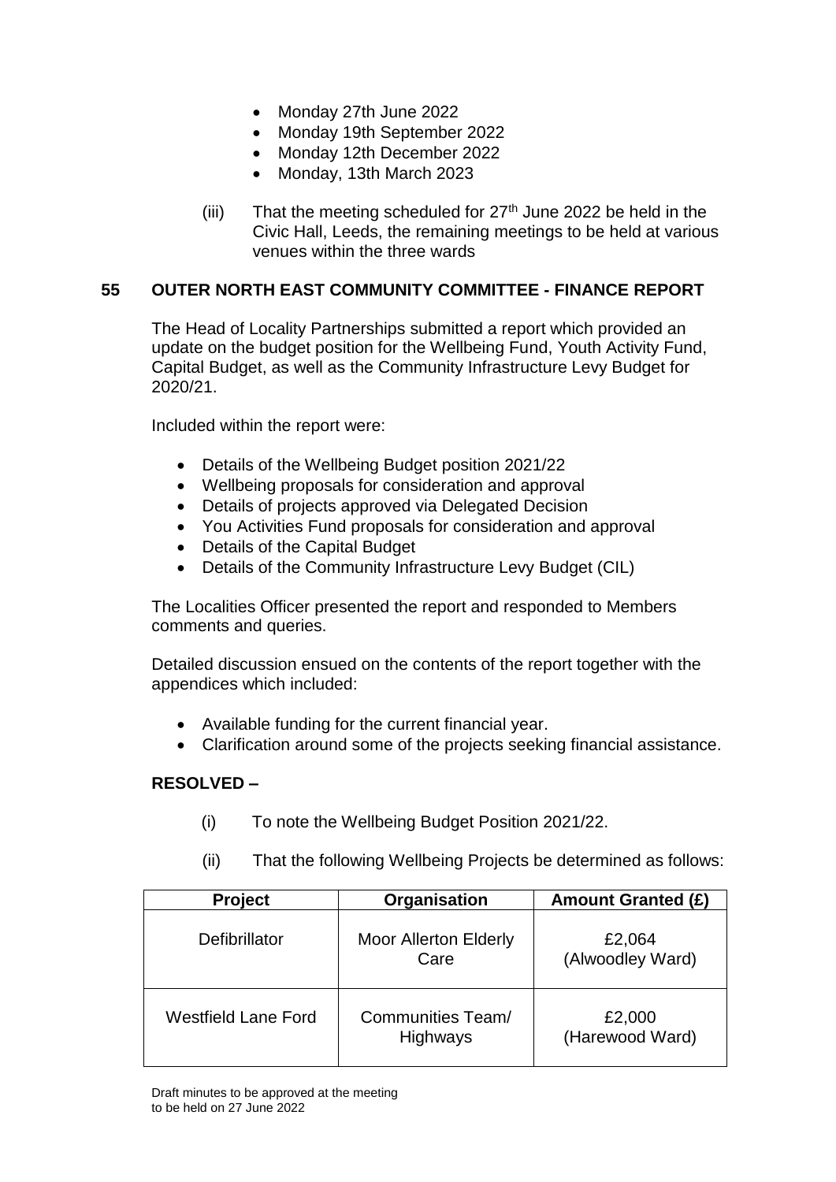- Monday 27th June 2022
- Monday 19th September 2022
- Monday 12th December 2022
- Monday, 13th March 2023

(iii) That the meeting scheduled for 27th June 2022 be held in the Civic Hall, Leeds, the remaining meetings to be held at various venues within the three wards

## 55 OUTER NORTH EAST COMMUNITY COMMITTEE - FINANCE REPORT

The Head of Locality Partnerships submitted a report which provided an update on the budget position for the Wellbeing Fund, Youth Activity Fund, Capital Budget, as well as the Community Infrastructure Levy Budget for 2020/21.

Included within the report were:

- Details of the Wellbeing Budget position 2021/22
- Wellbeing proposals for consideration and approval
- Details of projects approved via Delegated Decision
- You Activities Fund proposals for consideration and approval
- Details of the Capital Budget
- Details of the Community Infrastructure Levy Budget (CIL)

The Localities Officer presented the report and responded to Members comments and queries.

Detailed discussion ensued on the contents of the report together with the appendices which included:

- Available funding for the current financial year.
- Clarification around some of the projects seeking financial assistance.

**RESOLVED –**

(i) To note the Wellbeing Budget Position 2021/22.

(ii) That the following Wellbeing Projects be determined as follows:

| Project | Organisation | Amount Granted (£) |
|---|---|---|
| Defibrillator | Moor Allerton Elderly Care | £2,064 (Alwoodley Ward) |
| Westfield Lane Ford | Communities Team/ Highways | £2,000 (Harewood Ward) |

Draft minutes to be approved at the meeting to be held on 27 June 2022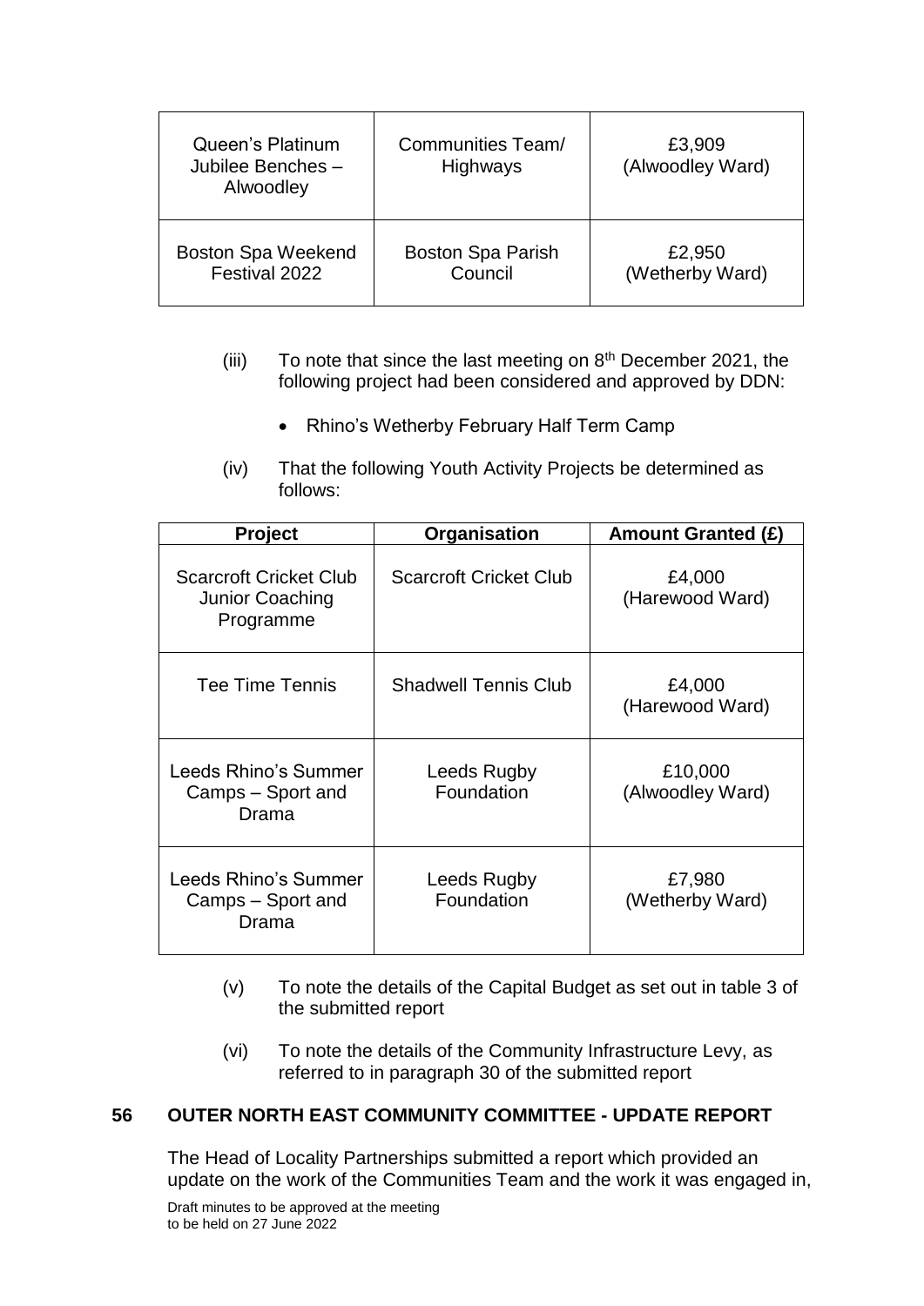| Queen's Platinum Jubilee Benches – Alwoodley | Communities Team/ Highways | £3,909 (Alwoodley Ward) |
|---|---|---|
| Boston Spa Weekend Festival 2022 | Boston Spa Parish Council | £2,950 (Wetherby Ward) |

(iii) To note that since the last meeting on 8th December 2021, the following project had been considered and approved by DDN:

- Rhino's Wetherby February Half Term Camp

(iv) That the following Youth Activity Projects be determined as follows:

| Project | Organisation | Amount Granted (£) |
|---|---|---|
| Scarcroft Cricket Club Junior Coaching Programme | Scarcroft Cricket Club | £4,000 (Harewood Ward) |
| Tee Time Tennis | Shadwell Tennis Club | £4,000 (Harewood Ward) |
| Leeds Rhino's Summer Camps – Sport and Drama | Leeds Rugby Foundation | £10,000 (Alwoodley Ward) |
| Leeds Rhino's Summer Camps – Sport and Drama | Leeds Rugby Foundation | £7,980 (Wetherby Ward) |

(v) To note the details of the Capital Budget as set out in table 3 of the submitted report

(vi) To note the details of the Community Infrastructure Levy, as referred to in paragraph 30 of the submitted report

## 56 OUTER NORTH EAST COMMUNITY COMMITTEE - UPDATE REPORT

The Head of Locality Partnerships submitted a report which provided an update on the work of the Communities Team and the work it was engaged in,

Draft minutes to be approved at the meeting to be held on 27 June 2022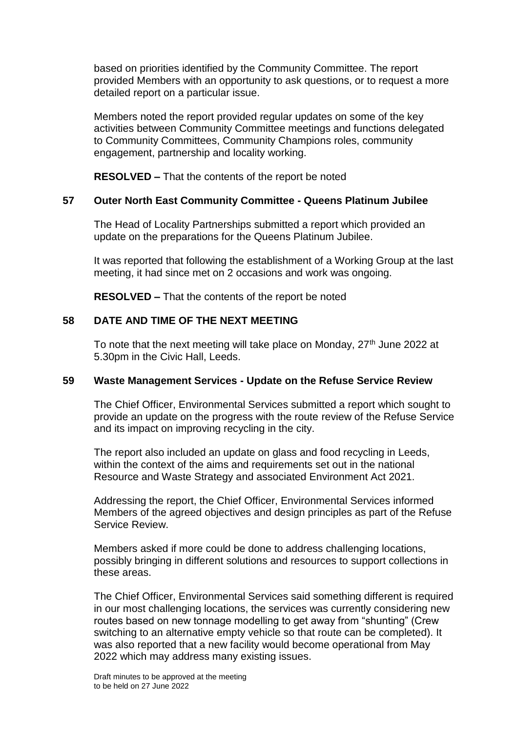based on priorities identified by the Community Committee. The report provided Members with an opportunity to ask questions, or to request a more detailed report on a particular issue.

Members noted the report provided regular updates on some of the key activities between Community Committee meetings and functions delegated to Community Committees, Community Champions roles, community engagement, partnership and locality working.

**RESOLVED –** That the contents of the report be noted

## 57 Outer North East Community Committee - Queens Platinum Jubilee

The Head of Locality Partnerships submitted a report which provided an update on the preparations for the Queens Platinum Jubilee.

It was reported that following the establishment of a Working Group at the last meeting, it had since met on 2 occasions and work was ongoing.

**RESOLVED –** That the contents of the report be noted

## 58 DATE AND TIME OF THE NEXT MEETING

To note that the next meeting will take place on Monday, 27th June 2022 at 5.30pm in the Civic Hall, Leeds.

## 59 Waste Management Services - Update on the Refuse Service Review

The Chief Officer, Environmental Services submitted a report which sought to provide an update on the progress with the route review of the Refuse Service and its impact on improving recycling in the city.

The report also included an update on glass and food recycling in Leeds, within the context of the aims and requirements set out in the national Resource and Waste Strategy and associated Environment Act 2021.

Addressing the report, the Chief Officer, Environmental Services informed Members of the agreed objectives and design principles as part of the Refuse Service Review.

Members asked if more could be done to address challenging locations, possibly bringing in different solutions and resources to support collections in these areas.

The Chief Officer, Environmental Services said something different is required in our most challenging locations, the services was currently considering new routes based on new tonnage modelling to get away from "shunting" (Crew switching to an alternative empty vehicle so that route can be completed). It was also reported that a new facility would become operational from May 2022 which may address many existing issues.

Draft minutes to be approved at the meeting to be held on 27 June 2022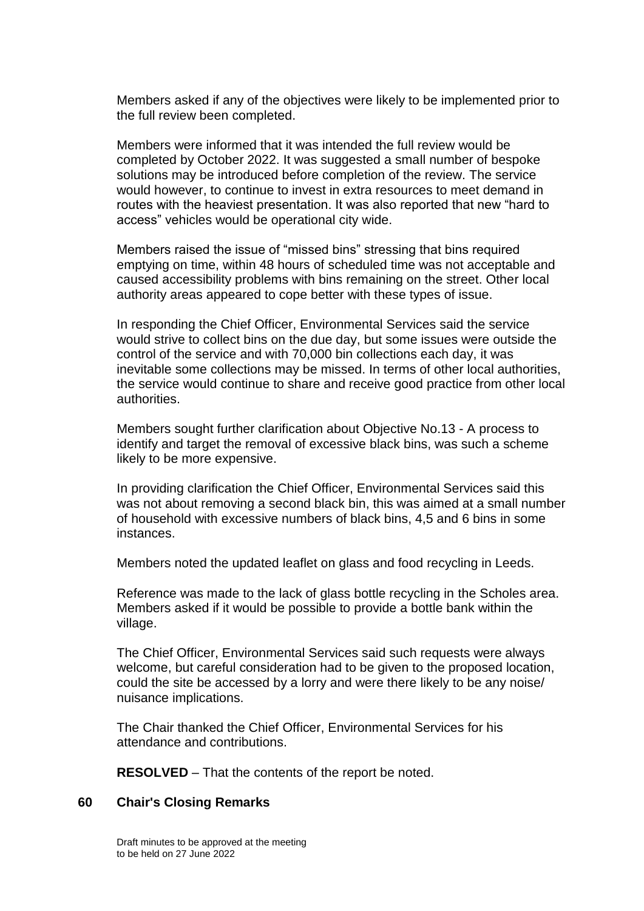Members asked if any of the objectives were likely to be implemented prior to the full review been completed.

Members were informed that it was intended the full review would be completed by October 2022. It was suggested a small number of bespoke solutions may be introduced before completion of the review. The service would however, to continue to invest in extra resources to meet demand in routes with the heaviest presentation. It was also reported that new "hard to access" vehicles would be operational city wide.

Members raised the issue of "missed bins" stressing that bins required emptying on time, within 48 hours of scheduled time was not acceptable and caused accessibility problems with bins remaining on the street. Other local authority areas appeared to cope better with these types of issue.

In responding the Chief Officer, Environmental Services said the service would strive to collect bins on the due day, but some issues were outside the control of the service and with 70,000 bin collections each day, it was inevitable some collections may be missed. In terms of other local authorities, the service would continue to share and receive good practice from other local authorities.

Members sought further clarification about Objective No.13 - A process to identify and target the removal of excessive black bins, was such a scheme likely to be more expensive.

In providing clarification the Chief Officer, Environmental Services said this was not about removing a second black bin, this was aimed at a small number of household with excessive numbers of black bins, 4,5 and 6 bins in some instances.

Members noted the updated leaflet on glass and food recycling in Leeds.

Reference was made to the lack of glass bottle recycling in the Scholes area. Members asked if it would be possible to provide a bottle bank within the village.

The Chief Officer, Environmental Services said such requests were always welcome, but careful consideration had to be given to the proposed location, could the site be accessed by a lorry and were there likely to be any noise/ nuisance implications.

The Chair thanked the Chief Officer, Environmental Services for his attendance and contributions.

**RESOLVED** – That the contents of the report be noted.

## 60 Chair's Closing Remarks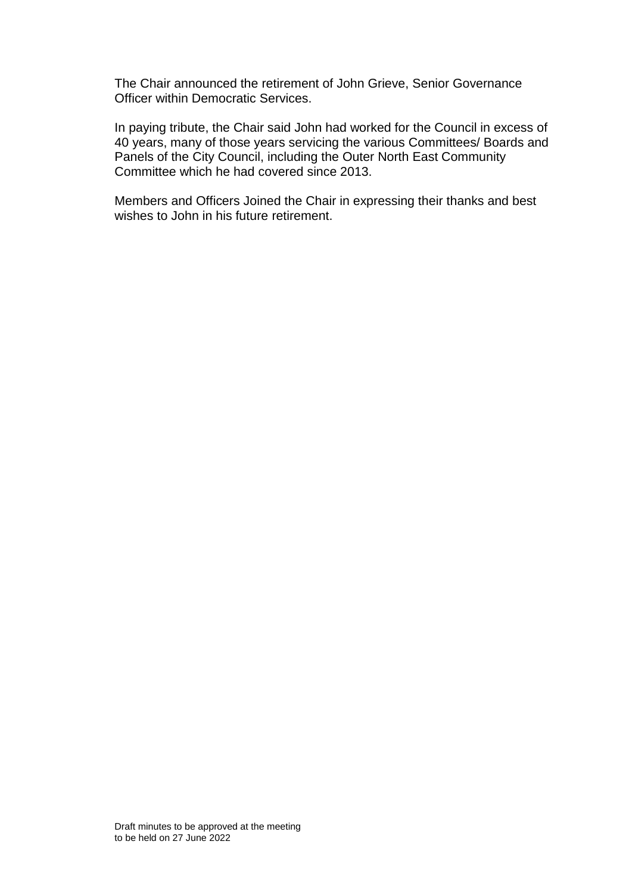The Chair announced the retirement of John Grieve, Senior Governance Officer within Democratic Services.

In paying tribute, the Chair said John had worked for the Council in excess of 40 years, many of those years servicing the various Committees/ Boards and Panels of the City Council, including the Outer North East Community Committee which he had covered since 2013.

Members and Officers Joined the Chair in expressing their thanks and best wishes to John in his future retirement.